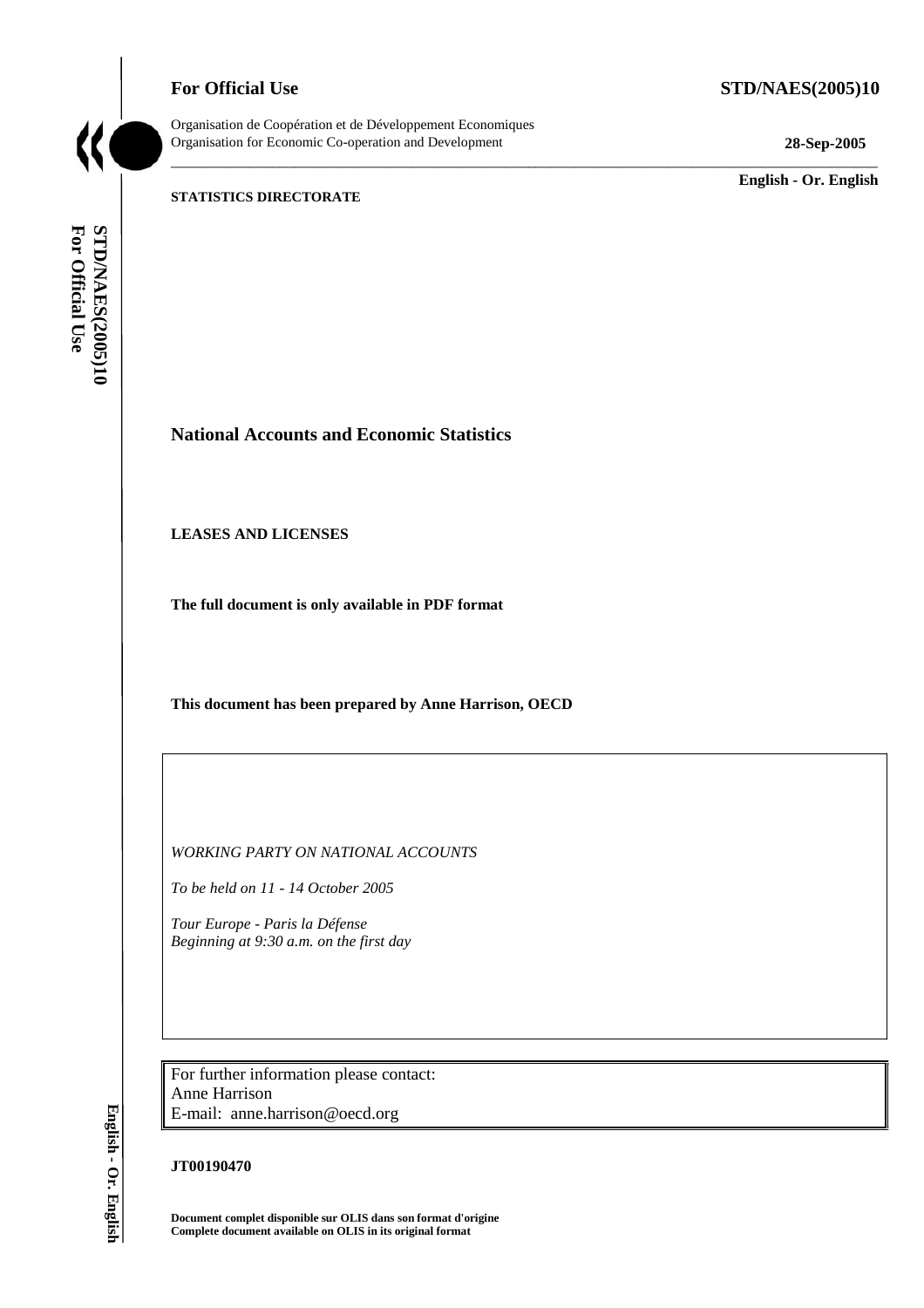**For Official Use** **STD/NAES(2005)10**

Organisation de Coopération et de Développement Economiques
Organisation for Economic Co-operation and Development **28-Sep-2005**

**English - Or. English**

**STATISTICS DIRECTORATE**

# National Accounts and Economic Statistics

**LEASES AND LICENSES**

**The full document is only available in PDF format**

**This document has been prepared by Anne Harrison, OECD**

*WORKING PARTY ON NATIONAL ACCOUNTS*

*To be held on 11 - 14 October 2005*

*Tour Europe - Paris la Défense*
*Beginning at 9:30 a.m. on the first day*

For further information please contact:
Anne Harrison
E-mail: anne.harrison@oecd.org

**JT00190470**

**Document complet disponible sur OLIS dans son format d'origine**
**Complete document available on OLIS in its original format**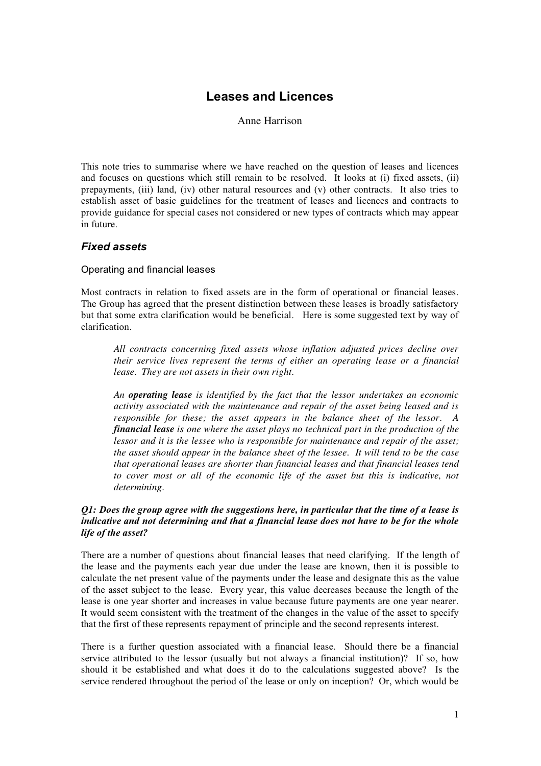# Leases and Licences

Anne Harrison

This note tries to summarise where we have reached on the question of leases and licences and focuses on questions which still remain to be resolved. It looks at (i) fixed assets, (ii) prepayments, (iii) land, (iv) other natural resources and (v) other contracts. It also tries to establish asset of basic guidelines for the treatment of leases and licences and contracts to provide guidance for special cases not considered or new types of contracts which may appear in future.

## *Fixed assets*

### Operating and financial leases

Most contracts in relation to fixed assets are in the form of operational or financial leases. The Group has agreed that the present distinction between these leases is broadly satisfactory but that some extra clarification would be beneficial. Here is some suggested text by way of clarification.

> *All contracts concerning fixed assets whose inflation adjusted prices decline over their service lives represent the terms of either an operating lease or a financial lease. They are not assets in their own right.*
>
> *An **operating lease** is identified by the fact that the lessor undertakes an economic activity associated with the maintenance and repair of the asset being leased and is responsible for these; the asset appears in the balance sheet of the lessor. A **financial lease** is one where the asset plays no technical part in the production of the lessor and it is the lessee who is responsible for maintenance and repair of the asset; the asset should appear in the balance sheet of the lessee. It will tend to be the case that operational leases are shorter than financial leases and that financial leases tend to cover most or all of the economic life of the asset but this is indicative, not determining.*

***Q1: Does the group agree with the suggestions here, in particular that the time of a lease is indicative and not determining and that a financial lease does not have to be for the whole life of the asset?***

There are a number of questions about financial leases that need clarifying. If the length of the lease and the payments each year due under the lease are known, then it is possible to calculate the net present value of the payments under the lease and designate this as the value of the asset subject to the lease. Every year, this value decreases because the length of the lease is one year shorter and increases in value because future payments are one year nearer. It would seem consistent with the treatment of the changes in the value of the asset to specify that the first of these represents repayment of principle and the second represents interest.

There is a further question associated with a financial lease. Should there be a financial service attributed to the lessor (usually but not always a financial institution)? If so, how should it be established and what does it do to the calculations suggested above? Is the service rendered throughout the period of the lease or only on inception? Or, which would be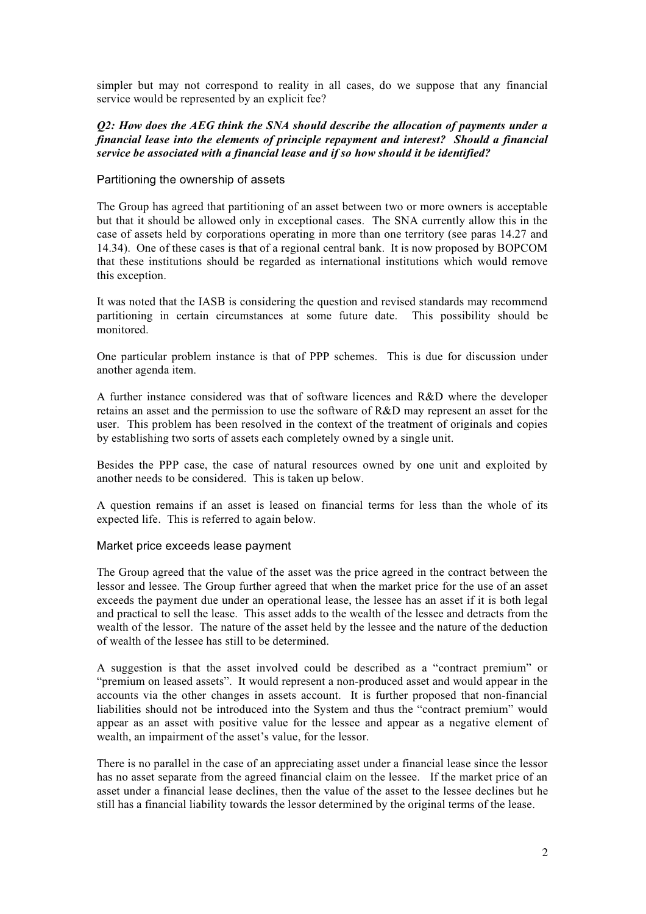simpler but may not correspond to reality in all cases, do we suppose that any financial service would be represented by an explicit fee?

***Q2: How does the AEG think the SNA should describe the allocation of payments under a financial lease into the elements of principle repayment and interest? Should a financial service be associated with a financial lease and if so how should it be identified?***

### Partitioning the ownership of assets

The Group has agreed that partitioning of an asset between two or more owners is acceptable but that it should be allowed only in exceptional cases. The SNA currently allow this in the case of assets held by corporations operating in more than one territory (see paras 14.27 and 14.34). One of these cases is that of a regional central bank. It is now proposed by BOPCOM that these institutions should be regarded as international institutions which would remove this exception.

It was noted that the IASB is considering the question and revised standards may recommend partitioning in certain circumstances at some future date. This possibility should be monitored.

One particular problem instance is that of PPP schemes. This is due for discussion under another agenda item.

A further instance considered was that of software licences and R&D where the developer retains an asset and the permission to use the software of R&D may represent an asset for the user. This problem has been resolved in the context of the treatment of originals and copies by establishing two sorts of assets each completely owned by a single unit.

Besides the PPP case, the case of natural resources owned by one unit and exploited by another needs to be considered. This is taken up below.

A question remains if an asset is leased on financial terms for less than the whole of its expected life. This is referred to again below.

### Market price exceeds lease payment

The Group agreed that the value of the asset was the price agreed in the contract between the lessor and lessee. The Group further agreed that when the market price for the use of an asset exceeds the payment due under an operational lease, the lessee has an asset if it is both legal and practical to sell the lease. This asset adds to the wealth of the lessee and detracts from the wealth of the lessor. The nature of the asset held by the lessee and the nature of the deduction of wealth of the lessee has still to be determined.

A suggestion is that the asset involved could be described as a "contract premium" or "premium on leased assets". It would represent a non-produced asset and would appear in the accounts via the other changes in assets account. It is further proposed that non-financial liabilities should not be introduced into the System and thus the "contract premium" would appear as an asset with positive value for the lessee and appear as a negative element of wealth, an impairment of the asset's value, for the lessor.

There is no parallel in the case of an appreciating asset under a financial lease since the lessor has no asset separate from the agreed financial claim on the lessee. If the market price of an asset under a financial lease declines, then the value of the asset to the lessee declines but he still has a financial liability towards the lessor determined by the original terms of the lease.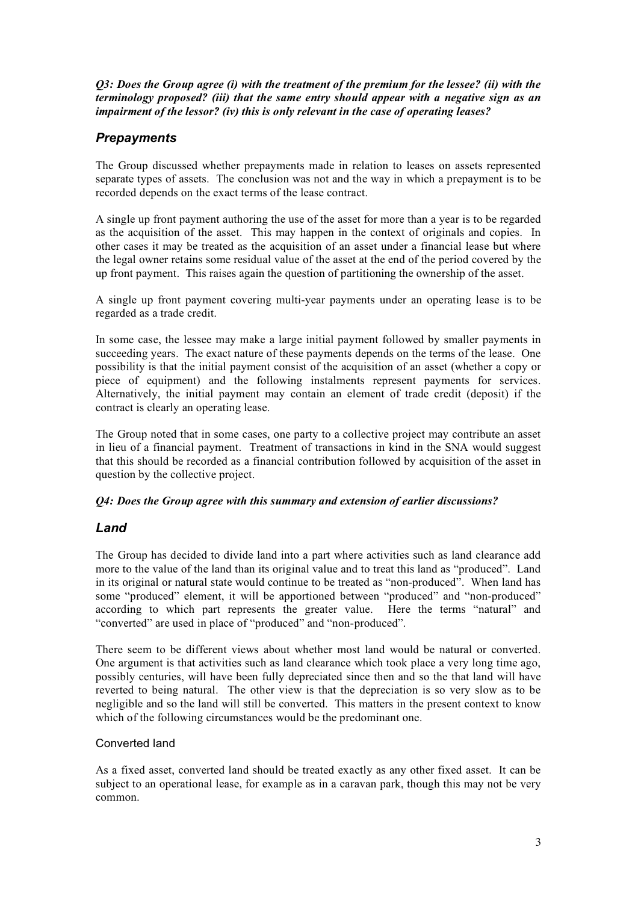***Q3: Does the Group agree (i) with the treatment of the premium for the lessee? (ii) with the terminology proposed? (iii) that the same entry should appear with a negative sign as an impairment of the lessor? (iv) this is only relevant in the case of operating leases?***

## *Prepayments*

The Group discussed whether prepayments made in relation to leases on assets represented separate types of assets. The conclusion was not and the way in which a prepayment is to be recorded depends on the exact terms of the lease contract.

A single up front payment authoring the use of the asset for more than a year is to be regarded as the acquisition of the asset. This may happen in the context of originals and copies. In other cases it may be treated as the acquisition of an asset under a financial lease but where the legal owner retains some residual value of the asset at the end of the period covered by the up front payment. This raises again the question of partitioning the ownership of the asset.

A single up front payment covering multi-year payments under an operating lease is to be regarded as a trade credit.

In some case, the lessee may make a large initial payment followed by smaller payments in succeeding years. The exact nature of these payments depends on the terms of the lease. One possibility is that the initial payment consist of the acquisition of an asset (whether a copy or piece of equipment) and the following instalments represent payments for services. Alternatively, the initial payment may contain an element of trade credit (deposit) if the contract is clearly an operating lease.

The Group noted that in some cases, one party to a collective project may contribute an asset in lieu of a financial payment. Treatment of transactions in kind in the SNA would suggest that this should be recorded as a financial contribution followed by acquisition of the asset in question by the collective project.

***Q4: Does the Group agree with this summary and extension of earlier discussions?***

## *Land*

The Group has decided to divide land into a part where activities such as land clearance add more to the value of the land than its original value and to treat this land as "produced". Land in its original or natural state would continue to be treated as "non-produced". When land has some "produced" element, it will be apportioned between "produced" and "non-produced" according to which part represents the greater value. Here the terms "natural" and "converted" are used in place of "produced" and "non-produced".

There seem to be different views about whether most land would be natural or converted. One argument is that activities such as land clearance which took place a very long time ago, possibly centuries, will have been fully depreciated since then and so the that land will have reverted to being natural. The other view is that the depreciation is so very slow as to be negligible and so the land will still be converted. This matters in the present context to know which of the following circumstances would be the predominant one.

### Converted land

As a fixed asset, converted land should be treated exactly as any other fixed asset. It can be subject to an operational lease, for example as in a caravan park, though this may not be very common.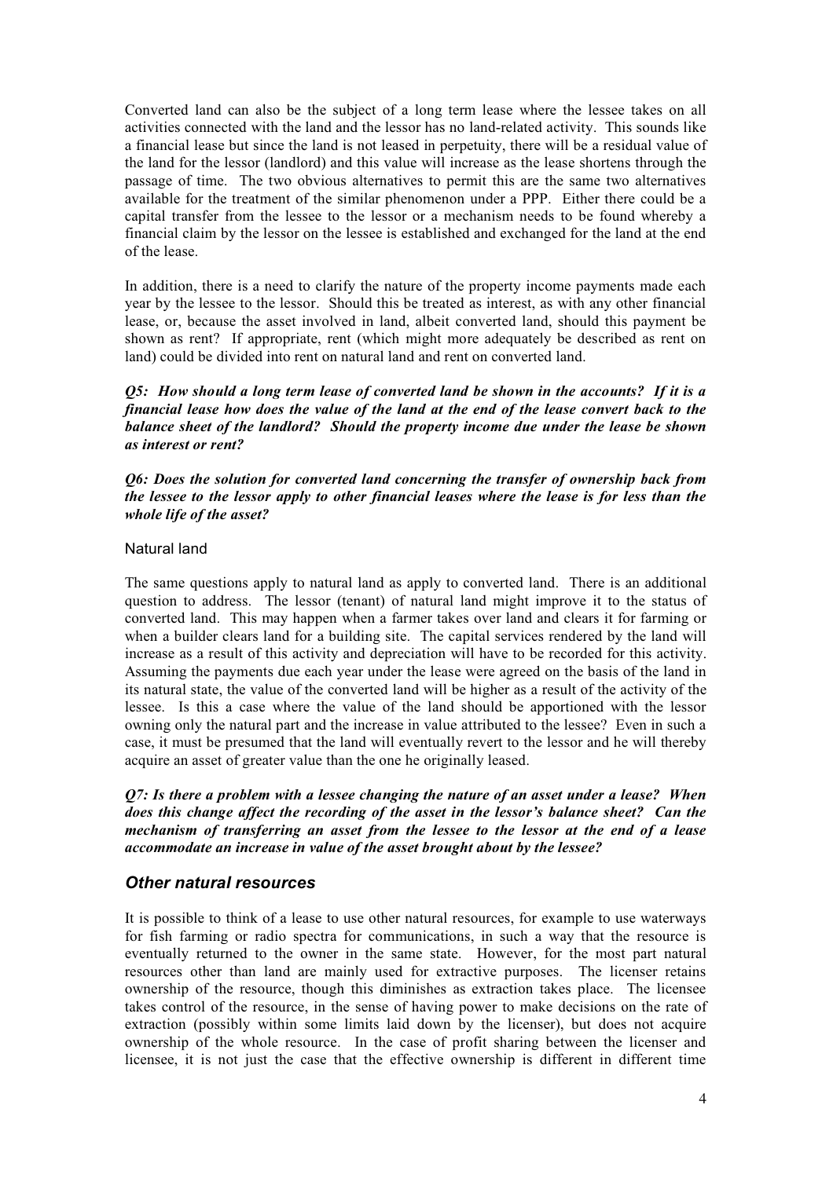Converted land can also be the subject of a long term lease where the lessee takes on all activities connected with the land and the lessor has no land-related activity. This sounds like a financial lease but since the land is not leased in perpetuity, there will be a residual value of the land for the lessor (landlord) and this value will increase as the lease shortens through the passage of time. The two obvious alternatives to permit this are the same two alternatives available for the treatment of the similar phenomenon under a PPP. Either there could be a capital transfer from the lessee to the lessor or a mechanism needs to be found whereby a financial claim by the lessor on the lessee is established and exchanged for the land at the end of the lease.

In addition, there is a need to clarify the nature of the property income payments made each year by the lessee to the lessor. Should this be treated as interest, as with any other financial lease, or, because the asset involved in land, albeit converted land, should this payment be shown as rent? If appropriate, rent (which might more adequately be described as rent on land) could be divided into rent on natural land and rent on converted land.

***Q5: How should a long term lease of converted land be shown in the accounts? If it is a financial lease how does the value of the land at the end of the lease convert back to the balance sheet of the landlord? Should the property income due under the lease be shown as interest or rent?***

***Q6: Does the solution for converted land concerning the transfer of ownership back from the lessee to the lessor apply to other financial leases where the lease is for less than the whole life of the asset?***

### Natural land

The same questions apply to natural land as apply to converted land. There is an additional question to address. The lessor (tenant) of natural land might improve it to the status of converted land. This may happen when a farmer takes over land and clears it for farming or when a builder clears land for a building site. The capital services rendered by the land will increase as a result of this activity and depreciation will have to be recorded for this activity. Assuming the payments due each year under the lease were agreed on the basis of the land in its natural state, the value of the converted land will be higher as a result of the activity of the lessee. Is this a case where the value of the land should be apportioned with the lessor owning only the natural part and the increase in value attributed to the lessee? Even in such a case, it must be presumed that the land will eventually revert to the lessor and he will thereby acquire an asset of greater value than the one he originally leased.

***Q7: Is there a problem with a lessee changing the nature of an asset under a lease? When does this change affect the recording of the asset in the lessor's balance sheet? Can the mechanism of transferring an asset from the lessee to the lessor at the end of a lease accommodate an increase in value of the asset brought about by the lessee?***

## *Other natural resources*

It is possible to think of a lease to use other natural resources, for example to use waterways for fish farming or radio spectra for communications, in such a way that the resource is eventually returned to the owner in the same state. However, for the most part natural resources other than land are mainly used for extractive purposes. The licenser retains ownership of the resource, though this diminishes as extraction takes place. The licensee takes control of the resource, in the sense of having power to make decisions on the rate of extraction (possibly within some limits laid down by the licenser), but does not acquire ownership of the whole resource. In the case of profit sharing between the licenser and licensee, it is not just the case that the effective ownership is different in different time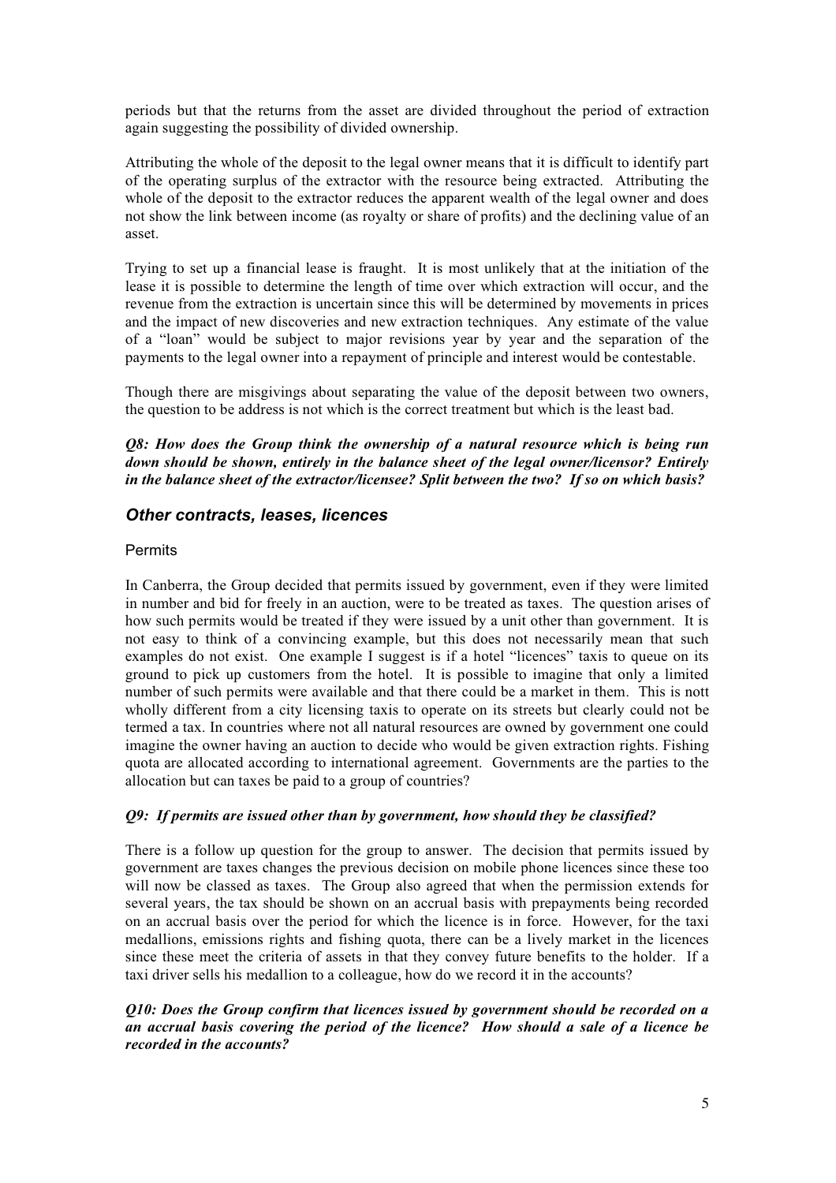periods but that the returns from the asset are divided throughout the period of extraction again suggesting the possibility of divided ownership.

Attributing the whole of the deposit to the legal owner means that it is difficult to identify part of the operating surplus of the extractor with the resource being extracted. Attributing the whole of the deposit to the extractor reduces the apparent wealth of the legal owner and does not show the link between income (as royalty or share of profits) and the declining value of an asset.

Trying to set up a financial lease is fraught. It is most unlikely that at the initiation of the lease it is possible to determine the length of time over which extraction will occur, and the revenue from the extraction is uncertain since this will be determined by movements in prices and the impact of new discoveries and new extraction techniques. Any estimate of the value of a "loan" would be subject to major revisions year by year and the separation of the payments to the legal owner into a repayment of principle and interest would be contestable.

Though there are misgivings about separating the value of the deposit between two owners, the question to be address is not which is the correct treatment but which is the least bad.

***Q8: How does the Group think the ownership of a natural resource which is being run down should be shown, entirely in the balance sheet of the legal owner/licensor? Entirely in the balance sheet of the extractor/licensee? Split between the two? If so on which basis?***

## *Other contracts, leases, licences*

### Permits

In Canberra, the Group decided that permits issued by government, even if they were limited in number and bid for freely in an auction, were to be treated as taxes. The question arises of how such permits would be treated if they were issued by a unit other than government. It is not easy to think of a convincing example, but this does not necessarily mean that such examples do not exist. One example I suggest is if a hotel "licences" taxis to queue on its ground to pick up customers from the hotel. It is possible to imagine that only a limited number of such permits were available and that there could be a market in them. This is nott wholly different from a city licensing taxis to operate on its streets but clearly could not be termed a tax. In countries where not all natural resources are owned by government one could imagine the owner having an auction to decide who would be given extraction rights. Fishing quota are allocated according to international agreement. Governments are the parties to the allocation but can taxes be paid to a group of countries?

***Q9: If permits are issued other than by government, how should they be classified?***

There is a follow up question for the group to answer. The decision that permits issued by government are taxes changes the previous decision on mobile phone licences since these too will now be classed as taxes. The Group also agreed that when the permission extends for several years, the tax should be shown on an accrual basis with prepayments being recorded on an accrual basis over the period for which the licence is in force. However, for the taxi medallions, emissions rights and fishing quota, there can be a lively market in the licences since these meet the criteria of assets in that they convey future benefits to the holder. If a taxi driver sells his medallion to a colleague, how do we record it in the accounts?

***Q10: Does the Group confirm that licences issued by government should be recorded on a an accrual basis covering the period of the licence? How should a sale of a licence be recorded in the accounts?***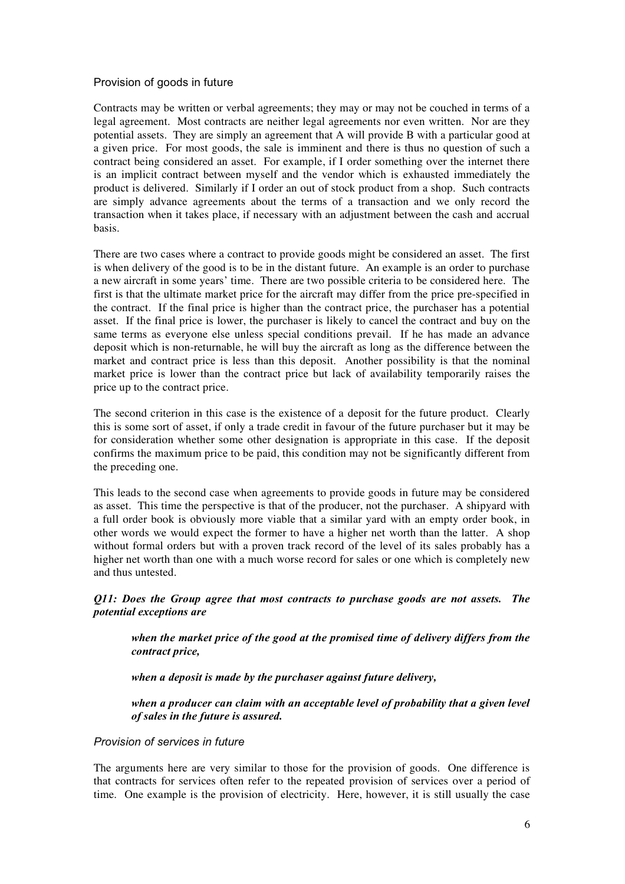## Provision of goods in future

Contracts may be written or verbal agreements; they may or may not be couched in terms of a legal agreement. Most contracts are neither legal agreements nor even written. Nor are they potential assets. They are simply an agreement that A will provide B with a particular good at a given price. For most goods, the sale is imminent and there is thus no question of such a contract being considered an asset. For example, if I order something over the internet there is an implicit contract between myself and the vendor which is exhausted immediately the product is delivered. Similarly if I order an out of stock product from a shop. Such contracts are simply advance agreements about the terms of a transaction and we only record the transaction when it takes place, if necessary with an adjustment between the cash and accrual basis.

There are two cases where a contract to provide goods might be considered an asset. The first is when delivery of the good is to be in the distant future. An example is an order to purchase a new aircraft in some years' time. There are two possible criteria to be considered here. The first is that the ultimate market price for the aircraft may differ from the price pre-specified in the contract. If the final price is higher than the contract price, the purchaser has a potential asset. If the final price is lower, the purchaser is likely to cancel the contract and buy on the same terms as everyone else unless special conditions prevail. If he has made an advance deposit which is non-returnable, he will buy the aircraft as long as the difference between the market and contract price is less than this deposit. Another possibility is that the nominal market price is lower than the contract price but lack of availability temporarily raises the price up to the contract price.

The second criterion in this case is the existence of a deposit for the future product. Clearly this is some sort of asset, if only a trade credit in favour of the future purchaser but it may be for consideration whether some other designation is appropriate in this case. If the deposit confirms the maximum price to be paid, this condition may not be significantly different from the preceding one.

This leads to the second case when agreements to provide goods in future may be considered as asset. This time the perspective is that of the producer, not the purchaser. A shipyard with a full order book is obviously more viable that a similar yard with an empty order book, in other words we would expect the former to have a higher net worth than the latter. A shop without formal orders but with a proven track record of the level of its sales probably has a higher net worth than one with a much worse record for sales or one which is completely new and thus untested.

***Q11: Does the Group agree that most contracts to purchase goods are not assets. The potential exceptions are***

> ***when the market price of the good at the promised time of delivery differs from the contract price,***
>
> ***when a deposit is made by the purchaser against future delivery,***
>
> ***when a producer can claim with an acceptable level of probability that a given level of sales in the future is assured.***

### *Provision of services in future*

The arguments here are very similar to those for the provision of goods. One difference is that contracts for services often refer to the repeated provision of services over a period of time. One example is the provision of electricity. Here, however, it is still usually the case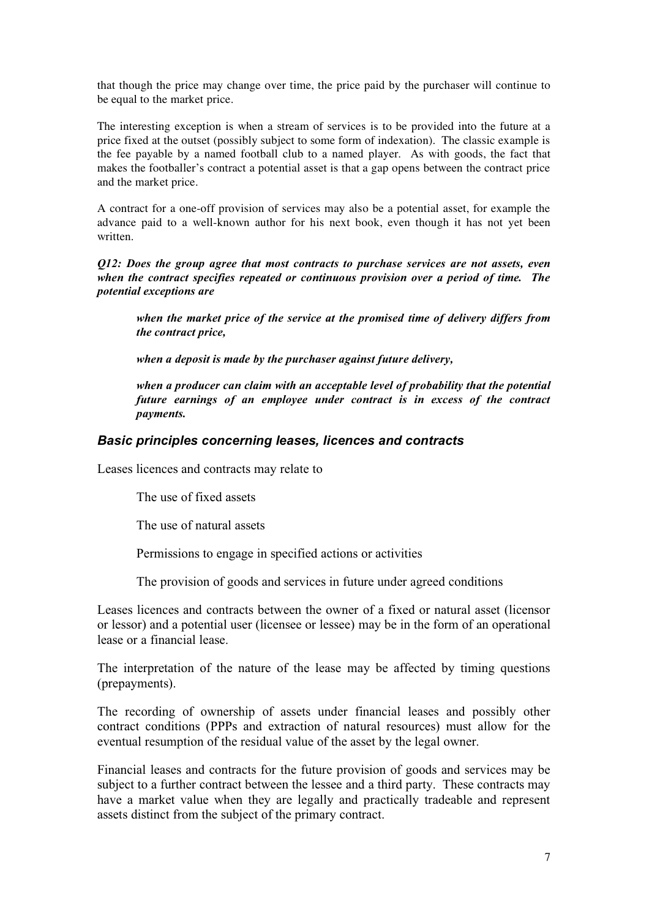that though the price may change over time, the price paid by the purchaser will continue to be equal to the market price.

The interesting exception is when a stream of services is to be provided into the future at a price fixed at the outset (possibly subject to some form of indexation). The classic example is the fee payable by a named football club to a named player. As with goods, the fact that makes the footballer's contract a potential asset is that a gap opens between the contract price and the market price.

A contract for a one-off provision of services may also be a potential asset, for example the advance paid to a well-known author for his next book, even though it has not yet been written.

***Q12: Does the group agree that most contracts to purchase services are not assets, even when the contract specifies repeated or continuous provision over a period of time. The potential exceptions are***

> ***when the market price of the service at the promised time of delivery differs from the contract price,***
>
> ***when a deposit is made by the purchaser against future delivery,***
>
> ***when a producer can claim with an acceptable level of probability that the potential future earnings of an employee under contract is in excess of the contract payments.***

### *Basic principles concerning leases, licences and contracts*

Leases licences and contracts may relate to

> The use of fixed assets
>
> The use of natural assets
>
> Permissions to engage in specified actions or activities
>
> The provision of goods and services in future under agreed conditions

Leases licences and contracts between the owner of a fixed or natural asset (licensor or lessor) and a potential user (licensee or lessee) may be in the form of an operational lease or a financial lease.

The interpretation of the nature of the lease may be affected by timing questions (prepayments).

The recording of ownership of assets under financial leases and possibly other contract conditions (PPPs and extraction of natural resources) must allow for the eventual resumption of the residual value of the asset by the legal owner.

Financial leases and contracts for the future provision of goods and services may be subject to a further contract between the lessee and a third party. These contracts may have a market value when they are legally and practically tradeable and represent assets distinct from the subject of the primary contract.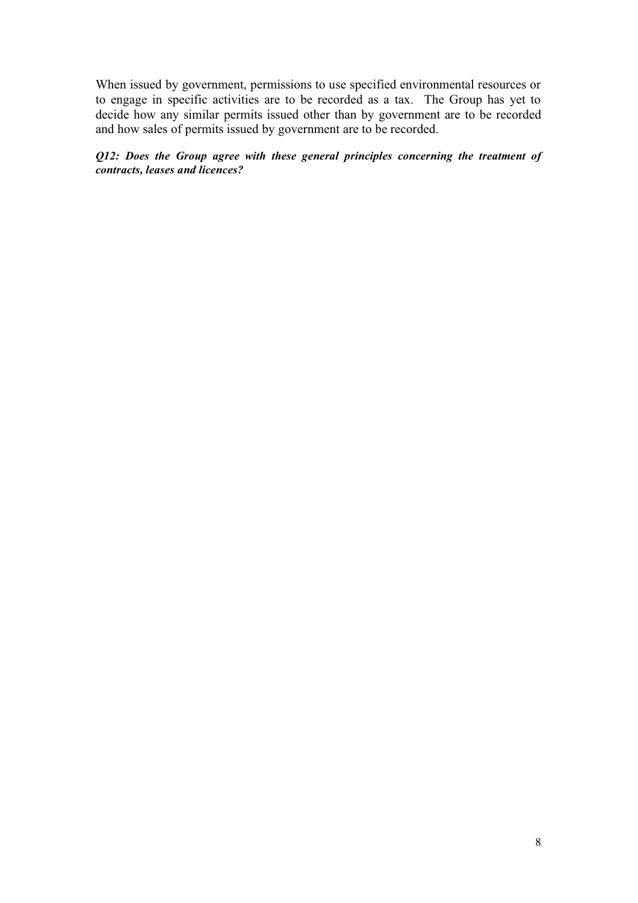When issued by government, permissions to use specified environmental resources or to engage in specific activities are to be recorded as a tax. The Group has yet to decide how any similar permits issued other than by government are to be recorded and how sales of permits issued by government are to be recorded.

***Q12: Does the Group agree with these general principles concerning the treatment of contracts, leases and licences?***